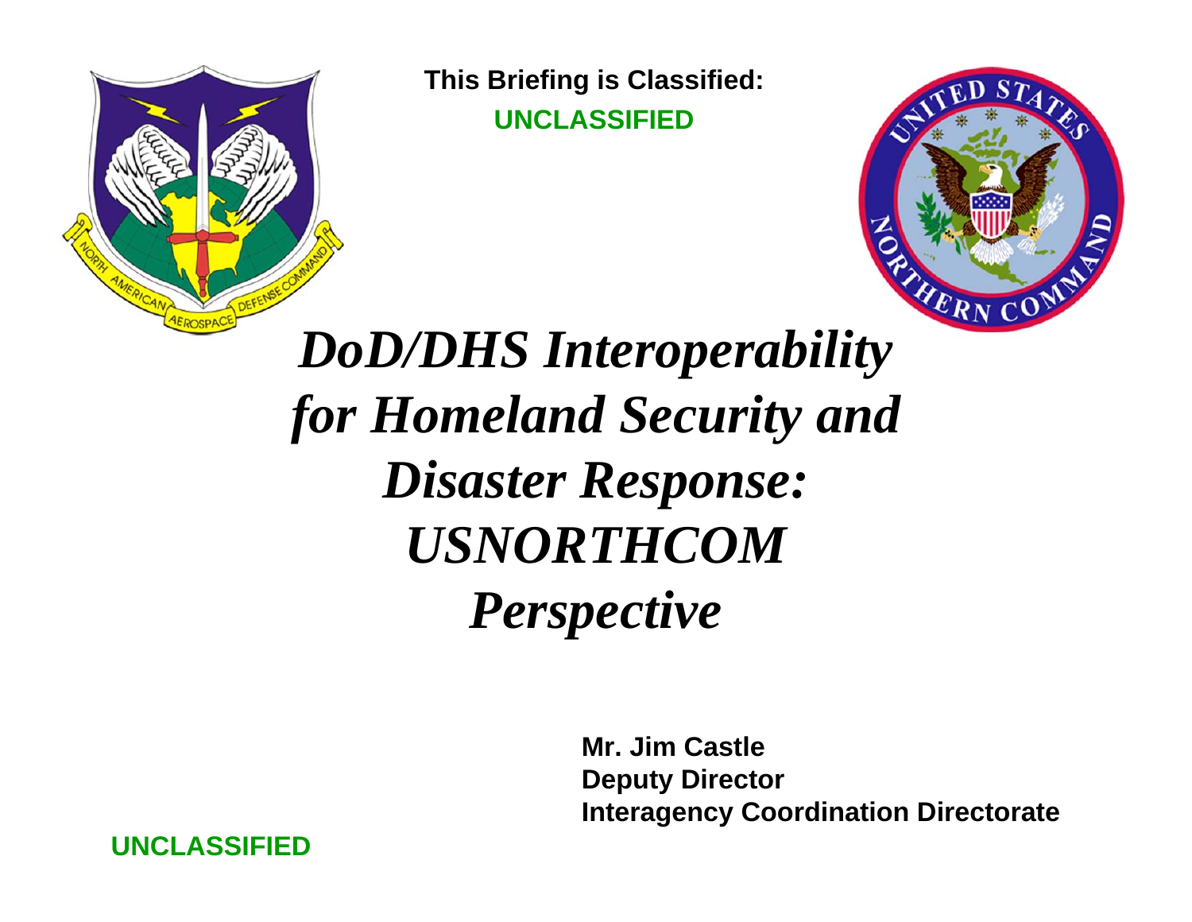**This Briefing is Classified:**
**UNCLASSIFIED**

# *DoD/DHS Interoperability for Homeland Security and Disaster Response: USNORTHCOM Perspective*

**Mr. Jim Castle**
**Deputy Director**
**Interagency Coordination Directorate**

**UNCLASSIFIED**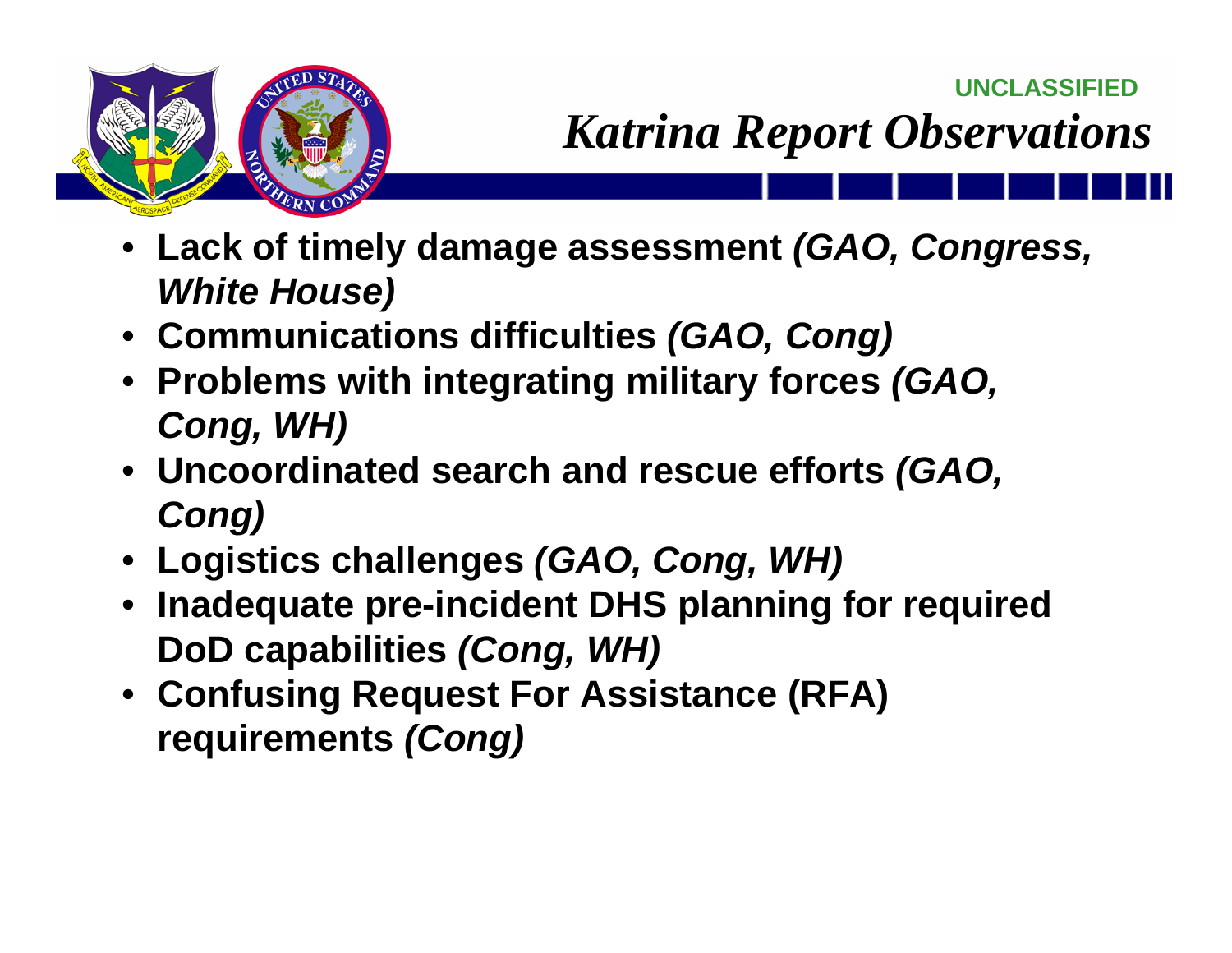UNCLASSIFIED

# *Katrina Report Observations*

- **Lack of timely damage assessment *(GAO, Congress, White House)***
- **Communications difficulties *(GAO, Cong)***
- **Problems with integrating military forces *(GAO, Cong, WH)***
- **Uncoordinated search and rescue efforts *(GAO, Cong)***
- **Logistics challenges *(GAO, Cong, WH)***
- **Inadequate pre-incident DHS planning for required DoD capabilities *(Cong, WH)***
- **Confusing Request For Assistance (RFA) requirements *(Cong)***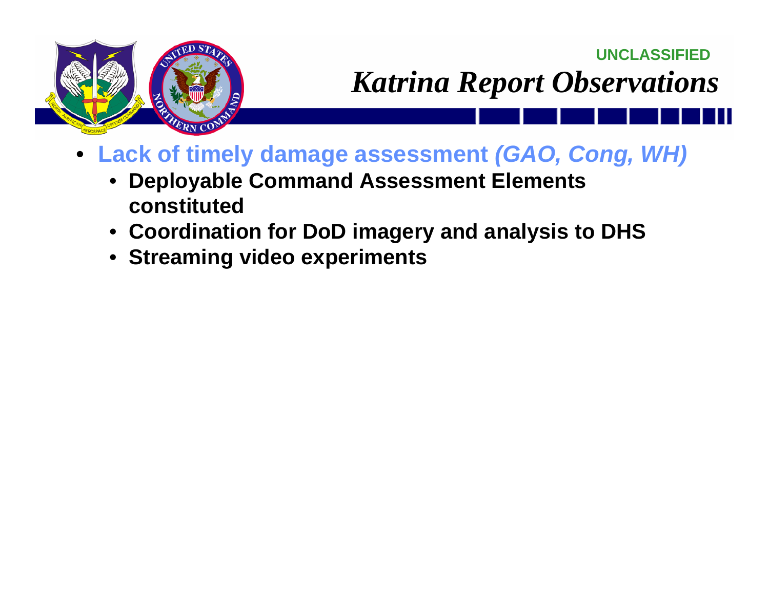UNCLASSIFIED

# *Katrina Report Observations*

- **Lack of timely damage assessment *(GAO, Cong, WH)***
  - **Deployable Command Assessment Elements constituted**
  - **Coordination for DoD imagery and analysis to DHS**
  - **Streaming video experiments**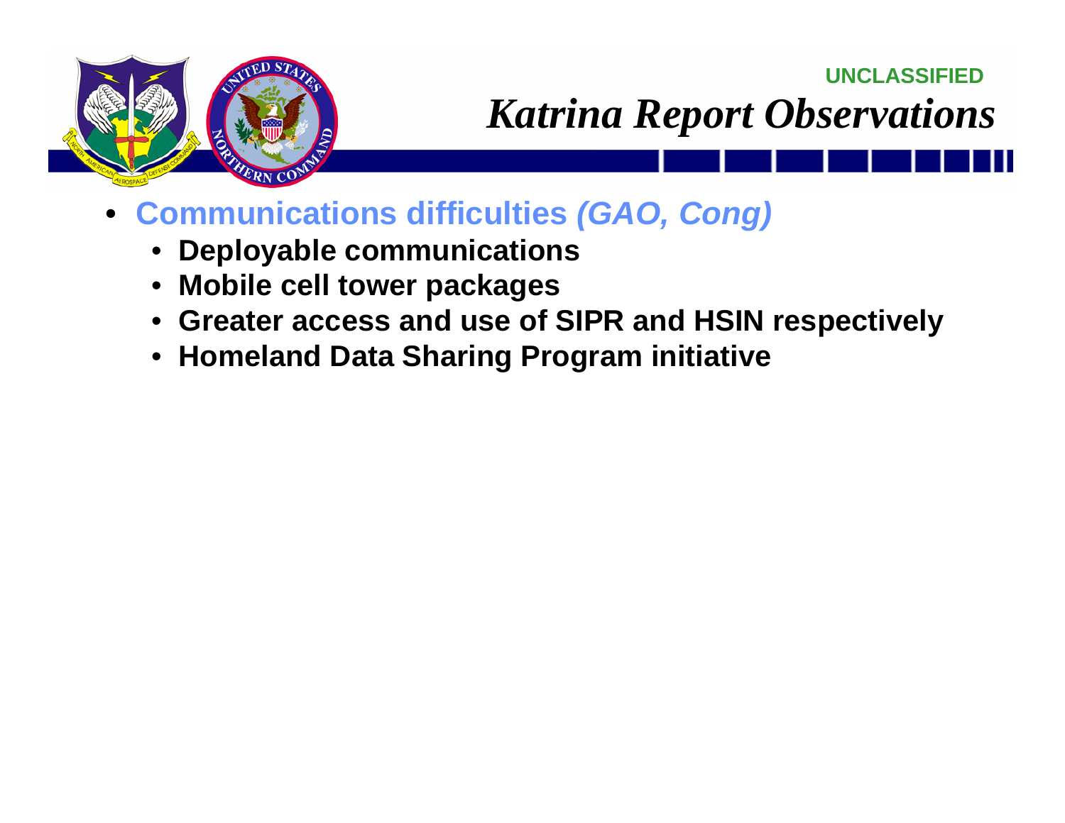UNCLASSIFIED

# *Katrina Report Observations*

- **Communications difficulties *(GAO, Cong)***
  - **Deployable communications**
  - **Mobile cell tower packages**
  - **Greater access and use of SIPR and HSIN respectively**
  - **Homeland Data Sharing Program initiative**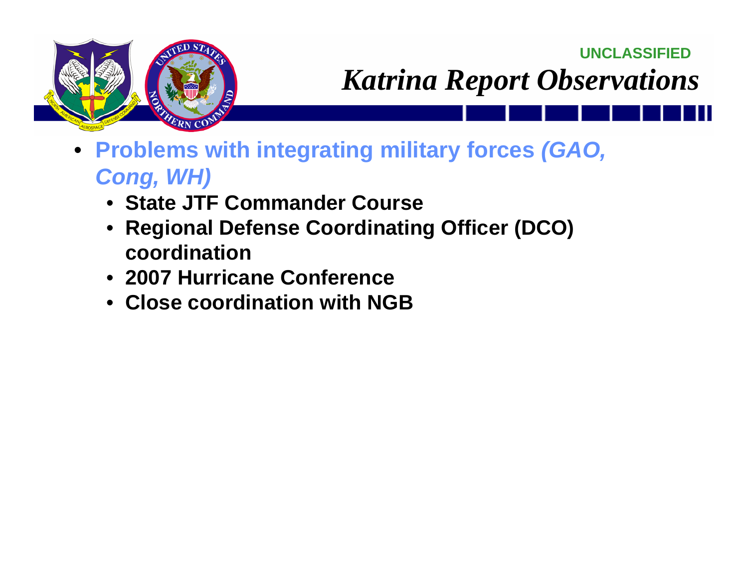UNCLASSIFIED

# *Katrina Report Observations*

- **Problems with integrating military forces *(GAO, Cong, WH)***
  - **State JTF Commander Course**
  - **Regional Defense Coordinating Officer (DCO) coordination**
  - **2007 Hurricane Conference**
  - **Close coordination with NGB**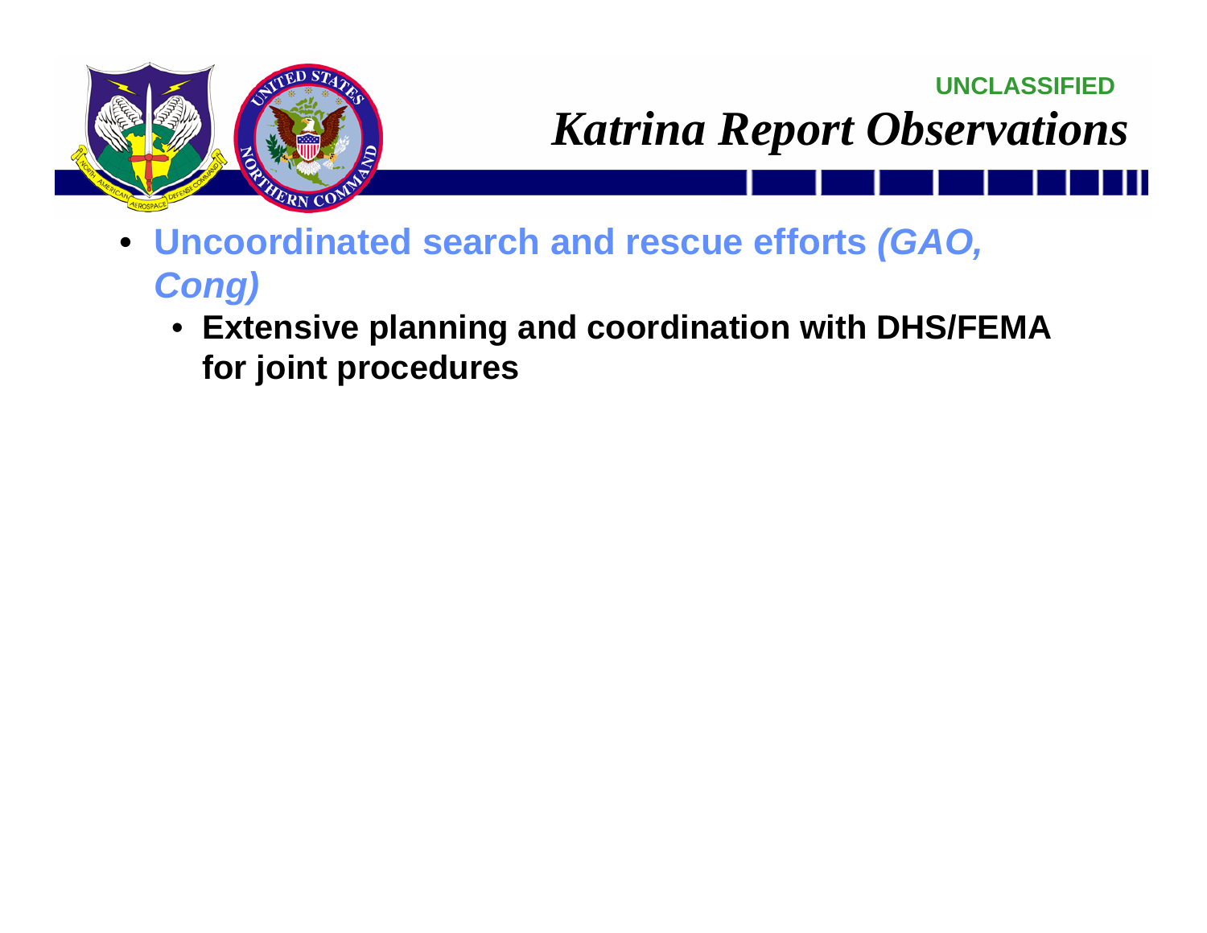UNCLASSIFIED

# *Katrina Report Observations*

- **Uncoordinated search and rescue efforts *(GAO, Cong)***
  - **Extensive planning and coordination with DHS/FEMA for joint procedures**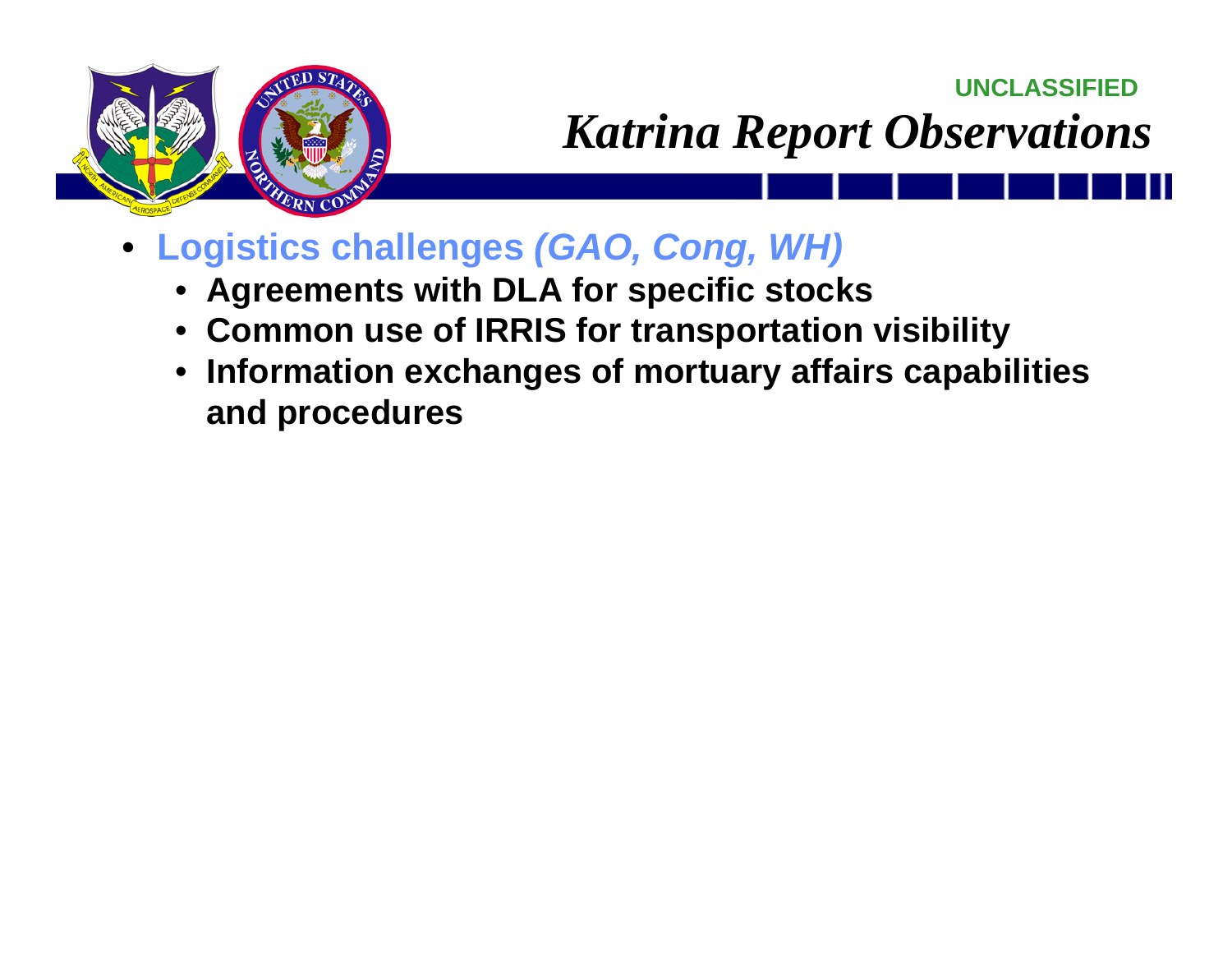UNCLASSIFIED

# *Katrina Report Observations*

- **Logistics challenges *(GAO, Cong, WH)***
  - **Agreements with DLA for specific stocks**
  - **Common use of IRRIS for transportation visibility**
  - **Information exchanges of mortuary affairs capabilities and procedures**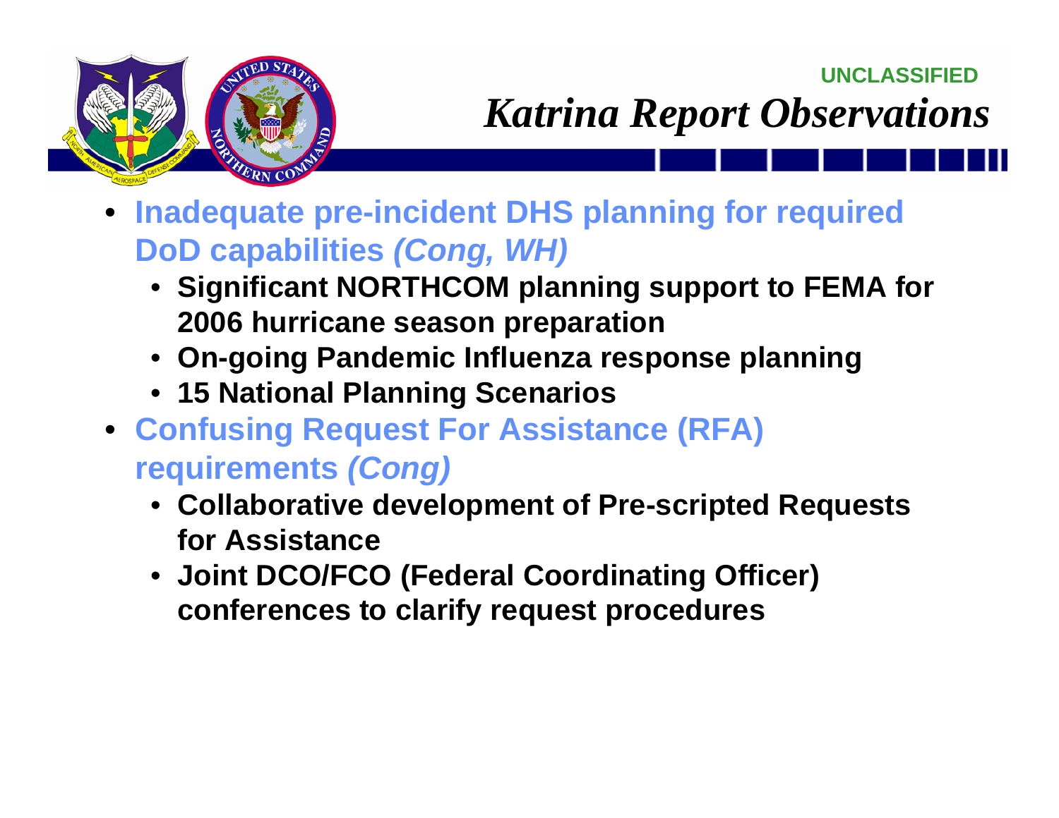UNCLASSIFIED

# *Katrina Report Observations*

- **Inadequate pre-incident DHS planning for required DoD capabilities *(Cong, WH)***
  - **Significant NORTHCOM planning support to FEMA for 2006 hurricane season preparation**
  - **On-going Pandemic Influenza response planning**
  - **15 National Planning Scenarios**
- **Confusing Request For Assistance (RFA) requirements *(Cong)***
  - **Collaborative development of Pre-scripted Requests for Assistance**
  - **Joint DCO/FCO (Federal Coordinating Officer) conferences to clarify request procedures**